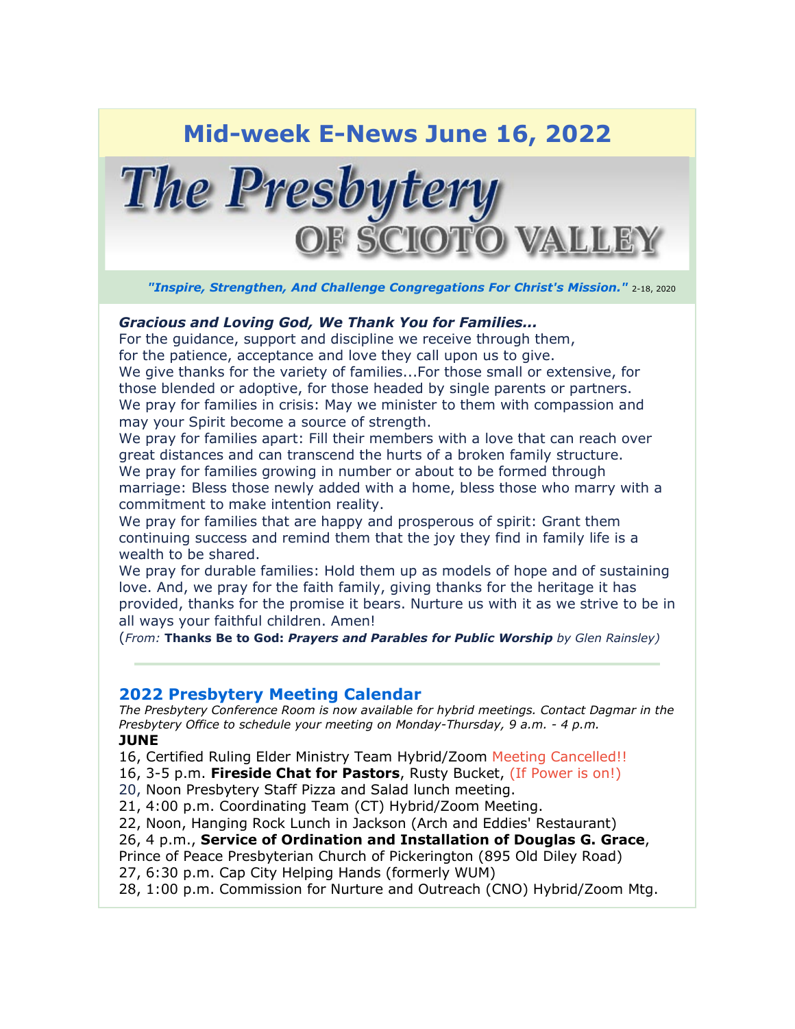# Mid-week E-News June 16, 2022

The Presbytery OF SCIOTO VALLEY

*"Inspire, Strengthen, And Challenge Congregations For Christ's Mission."* 2-18, 2020

***Gracious and Loving God, We Thank You for Families...***
For the guidance, support and discipline we receive through them,
for the patience, acceptance and love they call upon us to give.
We give thanks for the variety of families...For those small or extensive, for those blended or adoptive, for those headed by single parents or partners.
We pray for families in crisis: May we minister to them with compassion and may your Spirit become a source of strength.
We pray for families apart: Fill their members with a love that can reach over great distances and can transcend the hurts of a broken family structure.
We pray for families growing in number or about to be formed through marriage: Bless those newly added with a home, bless those who marry with a commitment to make intention reality.
We pray for families that are happy and prosperous of spirit: Grant them continuing success and remind them that the joy they find in family life is a wealth to be shared.
We pray for durable families: Hold them up as models of hope and of sustaining love. And, we pray for the faith family, giving thanks for the heritage it has provided, thanks for the promise it bears. Nurture us with it as we strive to be in all ways your faithful children. Amen!
(*From:* **Thanks Be to God:** ***Prayers and Parables for Public Worship*** *by Glen Rainsley)*

---

## 2022 Presbytery Meeting Calendar

*The Presbytery Conference Room is now available for hybrid meetings. Contact Dagmar in the Presbytery Office to schedule your meeting on Monday-Thursday, 9 a.m. - 4 p.m.*

**JUNE**

16, Certified Ruling Elder Ministry Team Hybrid/Zoom Meeting Cancelled!!
16, 3-5 p.m. **Fireside Chat for Pastors**, Rusty Bucket, (If Power is on!)
20, Noon Presbytery Staff Pizza and Salad lunch meeting.
21, 4:00 p.m. Coordinating Team (CT) Hybrid/Zoom Meeting.
22, Noon, Hanging Rock Lunch in Jackson (Arch and Eddies' Restaurant)
26, 4 p.m., **Service of Ordination and Installation of Douglas G. Grace**, Prince of Peace Presbyterian Church of Pickerington (895 Old Diley Road)
27, 6:30 p.m. Cap City Helping Hands (formerly WUM)
28, 1:00 p.m. Commission for Nurture and Outreach (CNO) Hybrid/Zoom Mtg.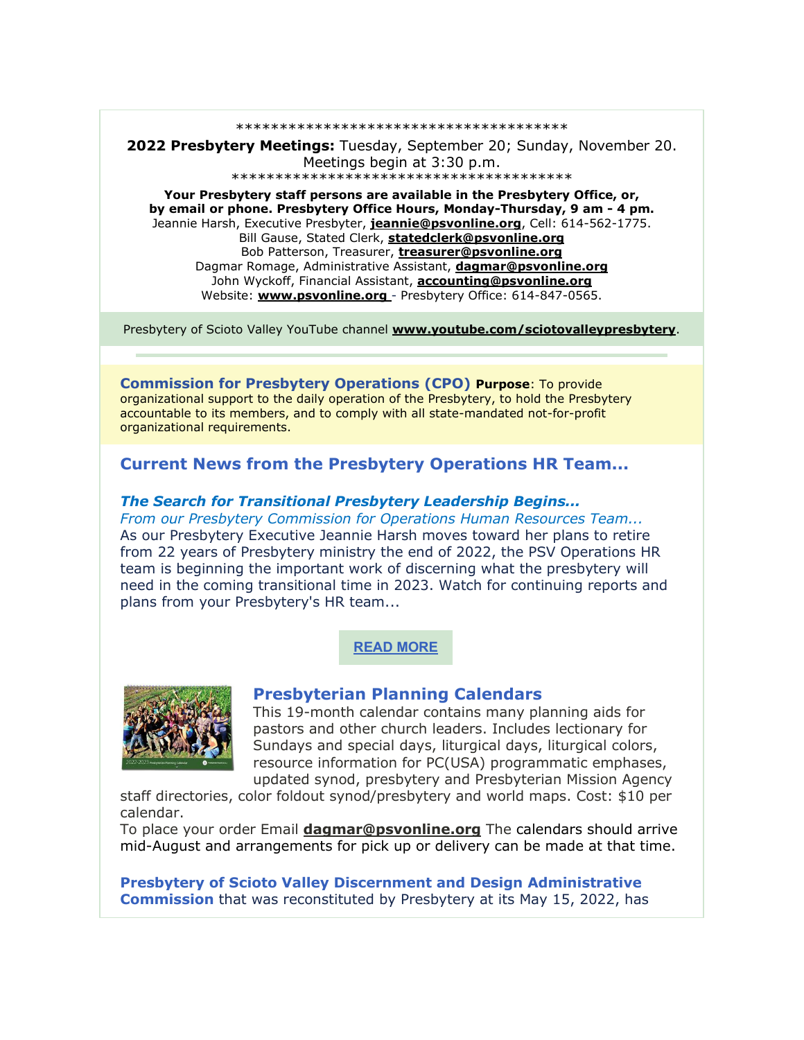****************************************

**2022 Presbytery Meetings:** Tuesday, September 20; Sunday, November 20. Meetings begin at 3:30 p.m.

****************************************

**Your Presbytery staff persons are available in the Presbytery Office, or, by email or phone. Presbytery Office Hours, Monday-Thursday, 9 am - 4 pm.**

Jeannie Harsh, Executive Presbyter, **jeannie@psvonline.org**, Cell: 614-562-1775.
Bill Gause, Stated Clerk, **statedclerk@psvonline.org**
Bob Patterson, Treasurer, **treasurer@psvonline.org**
Dagmar Romage, Administrative Assistant, **dagmar@psvonline.org**
John Wyckoff, Financial Assistant, **accounting@psvonline.org**
Website: **www.psvonline.org** - Presbytery Office: 614-847-0565.

Presbytery of Scioto Valley YouTube channel **www.youtube.com/sciotovalleypresbytery**.

**Commission for Presbytery Operations (CPO)** **Purpose**: To provide organizational support to the daily operation of the Presbytery, to hold the Presbytery accountable to its members, and to comply with all state-mandated not-for-profit organizational requirements.

## Current News from the Presbytery Operations HR Team...

### *The Search for Transitional Presbytery Leadership Begins...*

*From our Presbytery Commission for Operations Human Resources Team...*

As our Presbytery Executive Jeannie Harsh moves toward her plans to retire from 22 years of Presbytery ministry the end of 2022, the PSV Operations HR team is beginning the important work of discerning what the presbytery will need in the coming transitional time in 2023. Watch for continuing reports and plans from your Presbytery's HR team...

**READ MORE**

### Presbyterian Planning Calendars

This 19-month calendar contains many planning aids for pastors and other church leaders. Includes lectionary for Sundays and special days, liturgical days, liturgical colors, resource information for PC(USA) programmatic emphases, updated synod, presbytery and Presbyterian Mission Agency staff directories, color foldout synod/presbytery and world maps. Cost: $10 per calendar.

To place your order Email **dagmar@psvonline.org** The calendars should arrive mid-August and arrangements for pick up or delivery can be made at that time.

**Presbytery of Scioto Valley Discernment and Design Administrative Commission** that was reconstituted by Presbytery at its May 15, 2022, has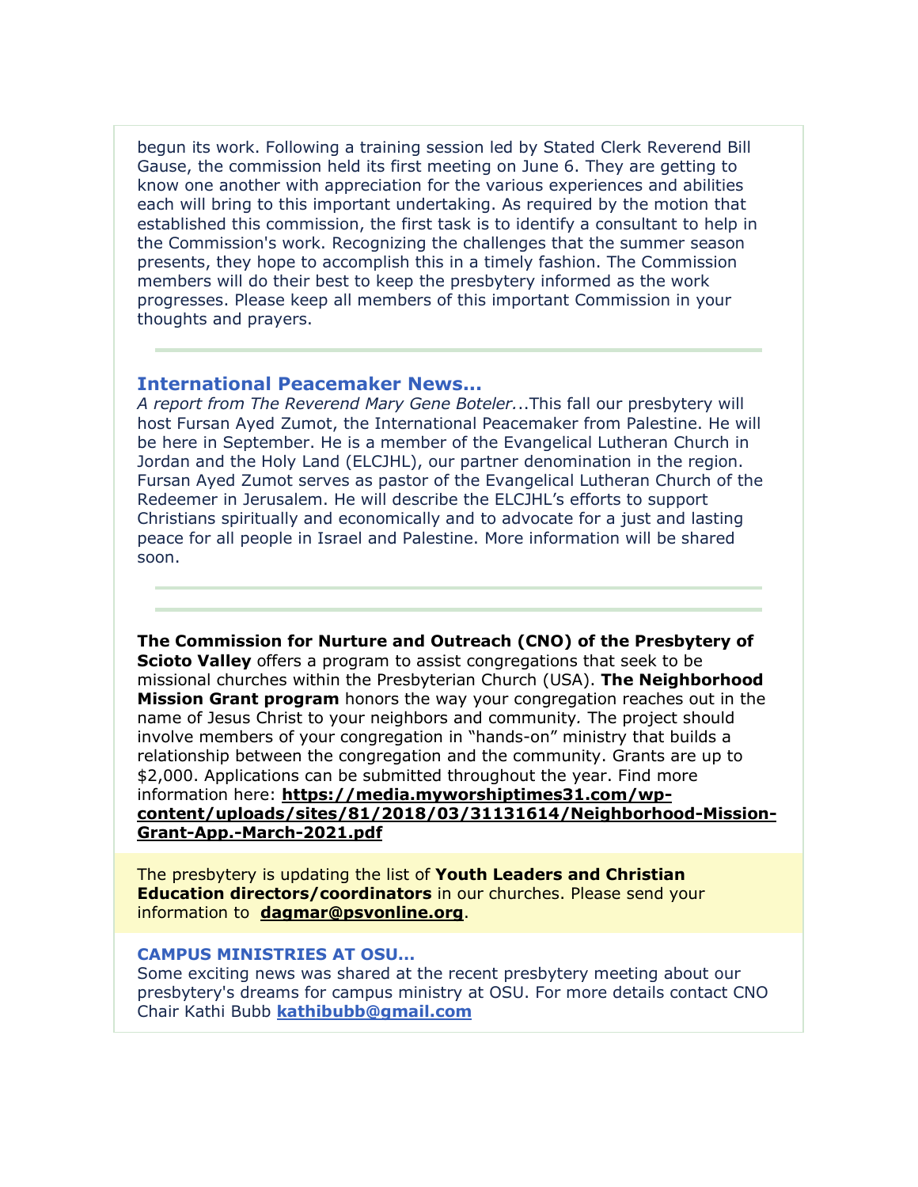begun its work. Following a training session led by Stated Clerk Reverend Bill Gause, the commission held its first meeting on June 6. They are getting to know one another with appreciation for the various experiences and abilities each will bring to this important undertaking. As required by the motion that established this commission, the first task is to identify a consultant to help in the Commission's work. Recognizing the challenges that the summer season presents, they hope to accomplish this in a timely fashion. The Commission members will do their best to keep the presbytery informed as the work progresses. Please keep all members of this important Commission in your thoughts and prayers.

---

## International Peacemaker News...

*A report from The Reverend Mary Gene Boteler...*.This fall our presbytery will host Fursan Ayed Zumot, the International Peacemaker from Palestine. He will be here in September. He is a member of the Evangelical Lutheran Church in Jordan and the Holy Land (ELCJHL), our partner denomination in the region. Fursan Ayed Zumot serves as pastor of the Evangelical Lutheran Church of the Redeemer in Jerusalem. He will describe the ELCJHL's efforts to support Christians spiritually and economically and to advocate for a just and lasting peace for all people in Israel and Palestine. More information will be shared soon.

---

---

**The Commission for Nurture and Outreach (CNO) of the Presbytery of Scioto Valley** offers a program to assist congregations that seek to be missional churches within the Presbyterian Church (USA). **The Neighborhood Mission Grant program** honors the way your congregation reaches out in the name of Jesus Christ to your neighbors and community. The project should involve members of your congregation in "hands-on" ministry that builds a relationship between the congregation and the community. Grants are up to $2,000. Applications can be submitted throughout the year. Find more information here: **https://media.myworshiptimes31.com/wp-content/uploads/sites/81/2018/03/31131614/Neighborhood-Mission-Grant-App.-March-2021.pdf**

The presbytery is updating the list of **Youth Leaders and Christian Education directors/coordinators** in our churches. Please send your information to **dagmar@psvonline.org**.

### CAMPUS MINISTRIES AT OSU...

Some exciting news was shared at the recent presbytery meeting about our presbytery's dreams for campus ministry at OSU. For more details contact CNO Chair Kathi Bubb **kathibubb@gmail.com**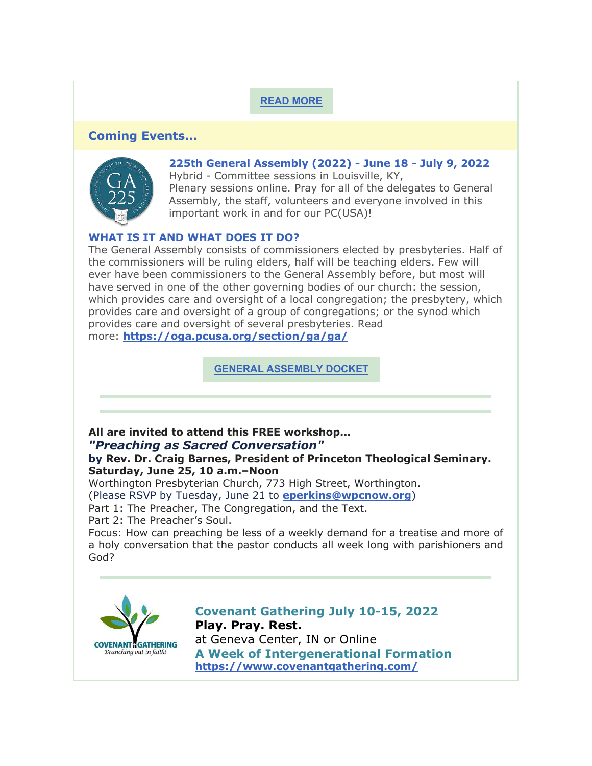**READ MORE**

## Coming Events...

### 225th General Assembly (2022) - June 18 - July 9, 2022

Hybrid - Committee sessions in Louisville, KY,
Plenary sessions online. Pray for all of the delegates to General Assembly, the staff, volunteers and everyone involved in this important work in and for our PC(USA)!

**WHAT IS IT AND WHAT DOES IT DO?**

The General Assembly consists of commissioners elected by presbyteries. Half of the commissioners will be ruling elders, half will be teaching elders. Few will ever have been commissioners to the General Assembly before, but most will have served in one of the other governing bodies of our church: the session, which provides care and oversight of a local congregation; the presbytery, which provides care and oversight of a group of congregations; or the synod which provides care and oversight of several presbyteries. Read more: **https://oga.pcusa.org/section/ga/ga/**

**GENERAL ASSEMBLY DOCKET**

---

---

**All are invited to attend this FREE workshop...**
***"Preaching as Sacred Conversation"***
**by Rev. Dr. Craig Barnes, President of Princeton Theological Seminary.**
**Saturday, June 25, 10 a.m.–Noon**
Worthington Presbyterian Church, 773 High Street, Worthington.
(Please RSVP by Tuesday, June 21 to **eperkins@wpcnow.org**)
Part 1: The Preacher, The Congregation, and the Text.
Part 2: The Preacher's Soul.
Focus: How can preaching be less of a weekly demand for a treatise and more of a holy conversation that the pastor conducts all week long with parishioners and God?

---

### Covenant Gathering July 10-15, 2022

**Play. Pray. Rest.**
at Geneva Center, IN or Online
**A Week of Intergenerational Formation**
**https://www.covenantgathering.com/**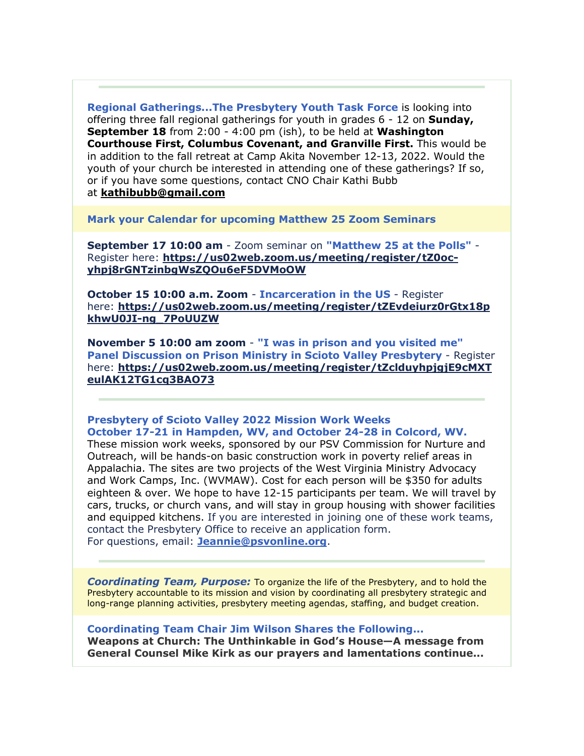---

**Regional Gatherings...The Presbytery Youth Task Force** is looking into offering three fall regional gatherings for youth in grades 6 - 12 on **Sunday, September 18** from 2:00 - 4:00 pm (ish), to be held at **Washington Courthouse First, Columbus Covenant, and Granville First.** This would be in addition to the fall retreat at Camp Akita November 12-13, 2022. Would the youth of your church be interested in attending one of these gatherings? If so, or if you have some questions, contact CNO Chair Kathi Bubb at **kathibubb@gmail.com**

**Mark your Calendar for upcoming Matthew 25 Zoom Seminars**

**September 17 10:00 am** - Zoom seminar on **"Matthew 25 at the Polls"** - Register here: **https://us02web.zoom.us/meeting/register/tZ0oc-yhpj8rGNTzinbgWsZQOu6eF5DVMoOW**

**October 15 10:00 a.m. Zoom** - **Incarceration in the US** - Register here: **https://us02web.zoom.us/meeting/register/tZEvdeiurz0rGtx18pkhwU0JI-ng_7PoUUZW**

**November 5 10:00 am zoom** - **"I was in prison and you visited me" Panel Discussion on Prison Ministry in Scioto Valley Presbytery** - Register here: **https://us02web.zoom.us/meeting/register/tZclduyhpjgjE9cMXTeulAK12TG1cq3BAO73**

---

**Presbytery of Scioto Valley 2022 Mission Work Weeks**
**October 17-21 in Hampden, WV, and October 24-28 in Colcord, WV.**
These mission work weeks, sponsored by our PSV Commission for Nurture and Outreach, will be hands-on basic construction work in poverty relief areas in Appalachia. The sites are two projects of the West Virginia Ministry Advocacy and Work Camps, Inc. (WVMAW). Cost for each person will be $350 for adults eighteen & over. We hope to have 12-15 participants per team. We will travel by cars, trucks, or church vans, and will stay in group housing with shower facilities and equipped kitchens. If you are interested in joining one of these work teams, contact the Presbytery Office to receive an application form.
For questions, email: **Jeannie@psvonline.org**.

---

***Coordinating Team, Purpose:*** To organize the life of the Presbytery, and to hold the Presbytery accountable to its mission and vision by coordinating all presbytery strategic and long-range planning activities, presbytery meeting agendas, staffing, and budget creation.

**Coordinating Team Chair Jim Wilson Shares the Following...**
**Weapons at Church: The Unthinkable in God's House—A message from General Counsel Mike Kirk as our prayers and lamentations continue...**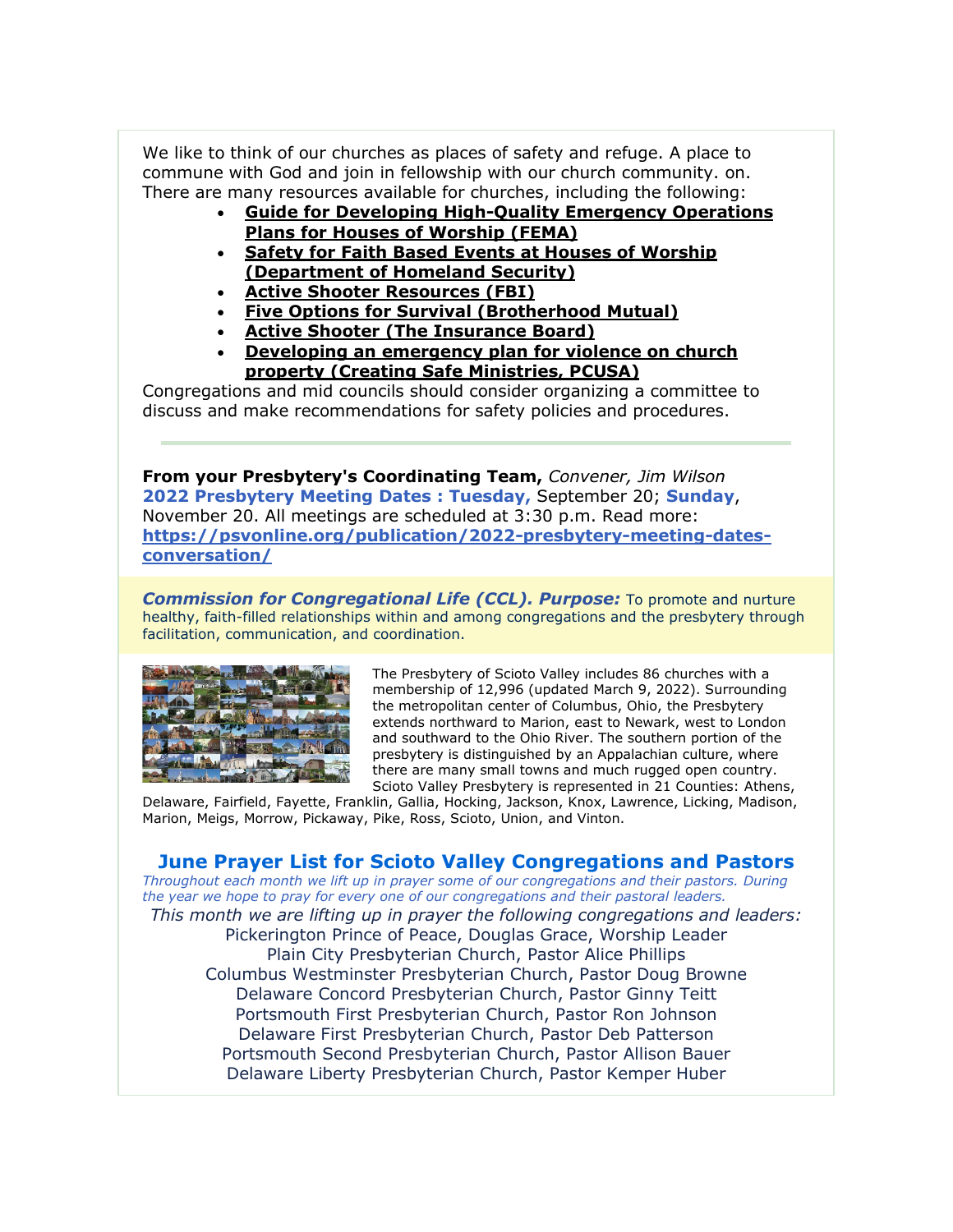We like to think of our churches as places of safety and refuge. A place to commune with God and join in fellowship with our church community. on. There are many resources available for churches, including the following:

- **Guide for Developing High-Quality Emergency Operations Plans for Houses of Worship (FEMA)**
- **Safety for Faith Based Events at Houses of Worship (Department of Homeland Security)**
- **Active Shooter Resources (FBI)**
- **Five Options for Survival (Brotherhood Mutual)**
- **Active Shooter (The Insurance Board)**
- **Developing an emergency plan for violence on church property (Creating Safe Ministries, PCUSA)**

Congregations and mid councils should consider organizing a committee to discuss and make recommendations for safety policies and procedures.

---

**From your Presbytery's Coordinating Team,** *Convener, Jim Wilson*
**2022 Presbytery Meeting Dates : Tuesday,** September 20; **Sunday**, November 20. All meetings are scheduled at 3:30 p.m. Read more: **https://psvonline.org/publication/2022-presbytery-meeting-dates-conversation/**

***Commission for Congregational Life (CCL). Purpose:*** To promote and nurture healthy, faith-filled relationships within and among congregations and the presbytery through facilitation, communication, and coordination.

The Presbytery of Scioto Valley includes 86 churches with a membership of 12,996 (updated March 9, 2022). Surrounding the metropolitan center of Columbus, Ohio, the Presbytery extends northward to Marion, east to Newark, west to London and southward to the Ohio River. The southern portion of the presbytery is distinguished by an Appalachian culture, where there are many small towns and much rugged open country. Scioto Valley Presbytery is represented in 21 Counties: Athens, Delaware, Fairfield, Fayette, Franklin, Gallia, Hocking, Jackson, Knox, Lawrence, Licking, Madison, Marion, Meigs, Morrow, Pickaway, Pike, Ross, Scioto, Union, and Vinton.

## June Prayer List for Scioto Valley Congregations and Pastors

*Throughout each month we lift up in prayer some of our congregations and their pastors. During the year we hope to pray for every one of our congregations and their pastoral leaders.*

*This month we are lifting up in prayer the following congregations and leaders:*

Pickerington Prince of Peace, Douglas Grace, Worship Leader
Plain City Presbyterian Church, Pastor Alice Phillips
Columbus Westminster Presbyterian Church, Pastor Doug Browne
Delaware Concord Presbyterian Church, Pastor Ginny Teitt
Portsmouth First Presbyterian Church, Pastor Ron Johnson
Delaware First Presbyterian Church, Pastor Deb Patterson
Portsmouth Second Presbyterian Church, Pastor Allison Bauer
Delaware Liberty Presbyterian Church, Pastor Kemper Huber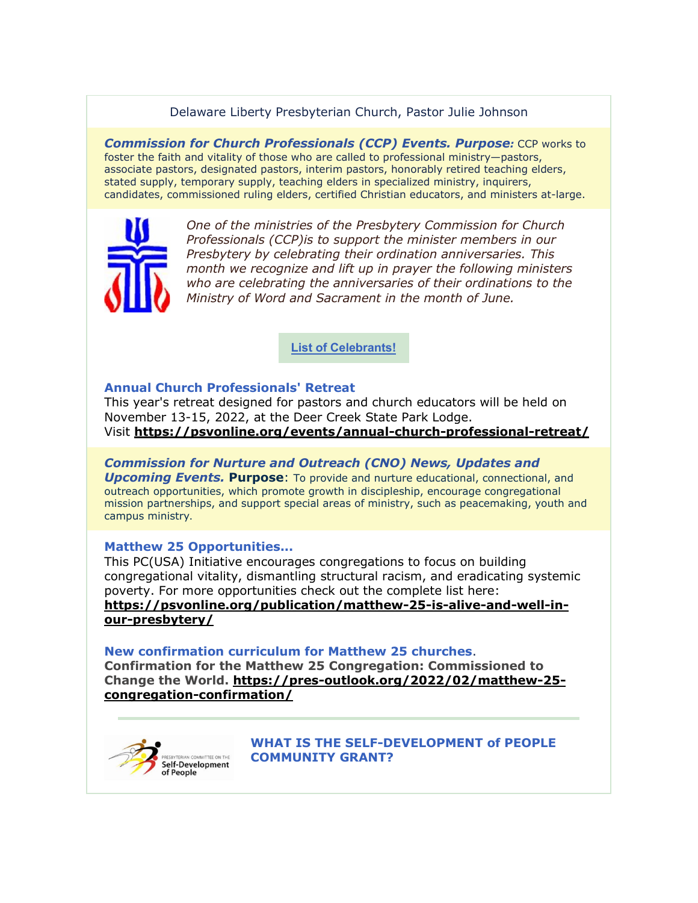Delaware Liberty Presbyterian Church, Pastor Julie Johnson

***Commission for Church Professionals (CCP) Events. Purpose:*** CCP works to foster the faith and vitality of those who are called to professional ministry—pastors, associate pastors, designated pastors, interim pastors, honorably retired teaching elders, stated supply, temporary supply, teaching elders in specialized ministry, inquirers, candidates, commissioned ruling elders, certified Christian educators, and ministers at-large.

*One of the ministries of the Presbytery Commission for Church Professionals (CCP)is to support the minister members in our Presbytery by celebrating their ordination anniversaries. This month we recognize and lift up in prayer the following ministers who are celebrating the anniversaries of their ordinations to the Ministry of Word and Sacrament in the month of June.*

**List of Celebrants!**

**Annual Church Professionals' Retreat**

This year's retreat designed for pastors and church educators will be held on November 13-15, 2022, at the Deer Creek State Park Lodge.
Visit **https://psvonline.org/events/annual-church-professional-retreat/**

***Commission for Nurture and Outreach (CNO) News, Updates and Upcoming Events.*** **Purpose**: To provide and nurture educational, connectional, and outreach opportunities, which promote growth in discipleship, encourage congregational mission partnerships, and support special areas of ministry, such as peacemaking, youth and campus ministry.

**Matthew 25 Opportunities...**

This PC(USA) Initiative encourages congregations to focus on building congregational vitality, dismantling structural racism, and eradicating systemic poverty. For more opportunities check out the complete list here:
**https://psvonline.org/publication/matthew-25-is-alive-and-well-in-our-presbytery/**

**New confirmation curriculum for Matthew 25 churches**.
**Confirmation for the Matthew 25 Congregation: Commissioned to Change the World. https://pres-outlook.org/2022/02/matthew-25-congregation-confirmation/**

---

Presbyterian Committee on the Self-Development of People

**WHAT IS THE SELF-DEVELOPMENT of PEOPLE COMMUNITY GRANT?**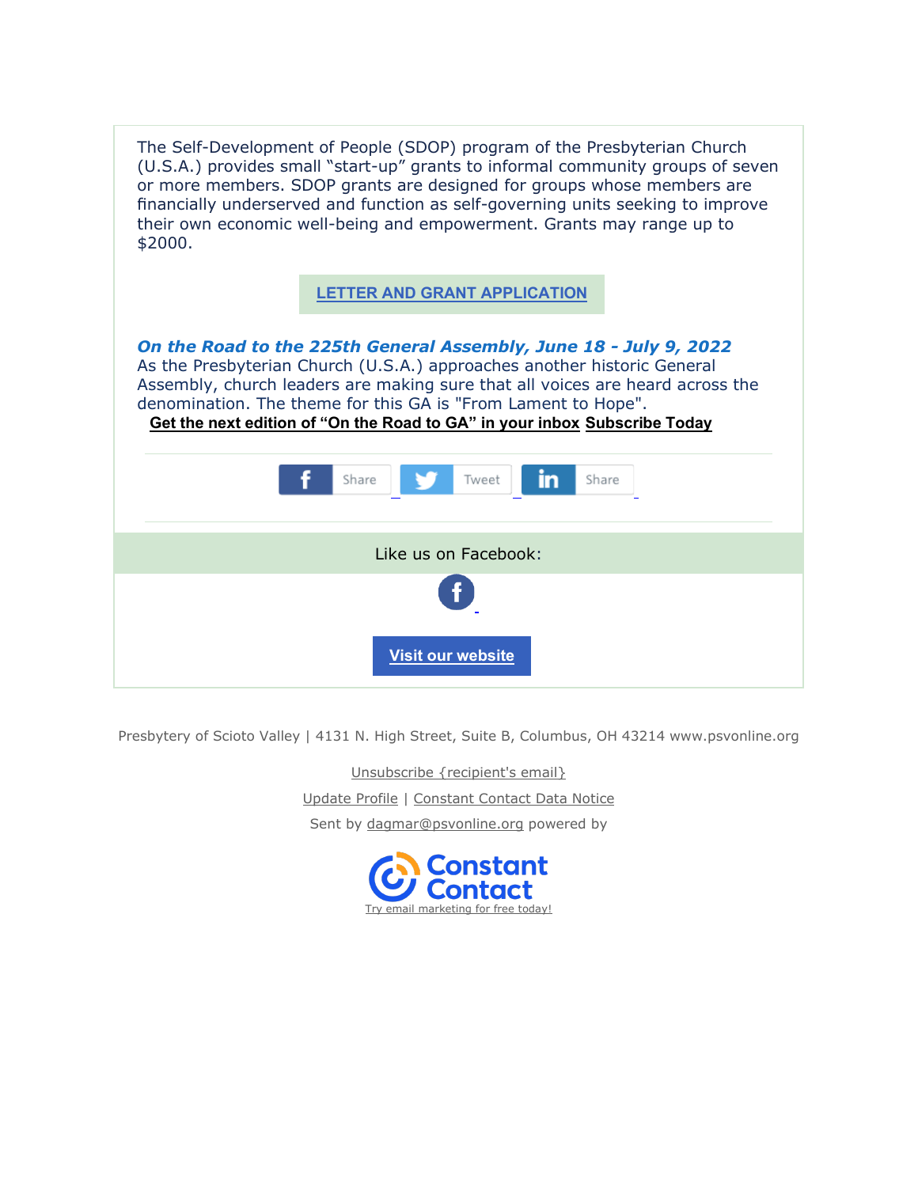The Self-Development of People (SDOP) program of the Presbyterian Church (U.S.A.) provides small "start-up" grants to informal community groups of seven or more members. SDOP grants are designed for groups whose members are financially underserved and function as self-governing units seeking to improve their own economic well-being and empowerment. Grants may range up to $2000.

**LETTER AND GRANT APPLICATION**

***On the Road to the 225th General Assembly, June 18 - July 9, 2022***

As the Presbyterian Church (U.S.A.) approaches another historic General Assembly, church leaders are making sure that all voices are heard across the denomination. The theme for this GA is "From Lament to Hope".

**Get the next edition of "On the Road to GA" in your inbox** **Subscribe Today**

Share Tweet Share

Like us on Facebook:

**Visit our website**

Presbytery of Scioto Valley | 4131 N. High Street, Suite B, Columbus, OH 43214 www.psvonline.org

Unsubscribe {recipient's email}

Update Profile | Constant Contact Data Notice

Sent by dagmar@psvonline.org powered by

Constant Contact

Try email marketing for free today!